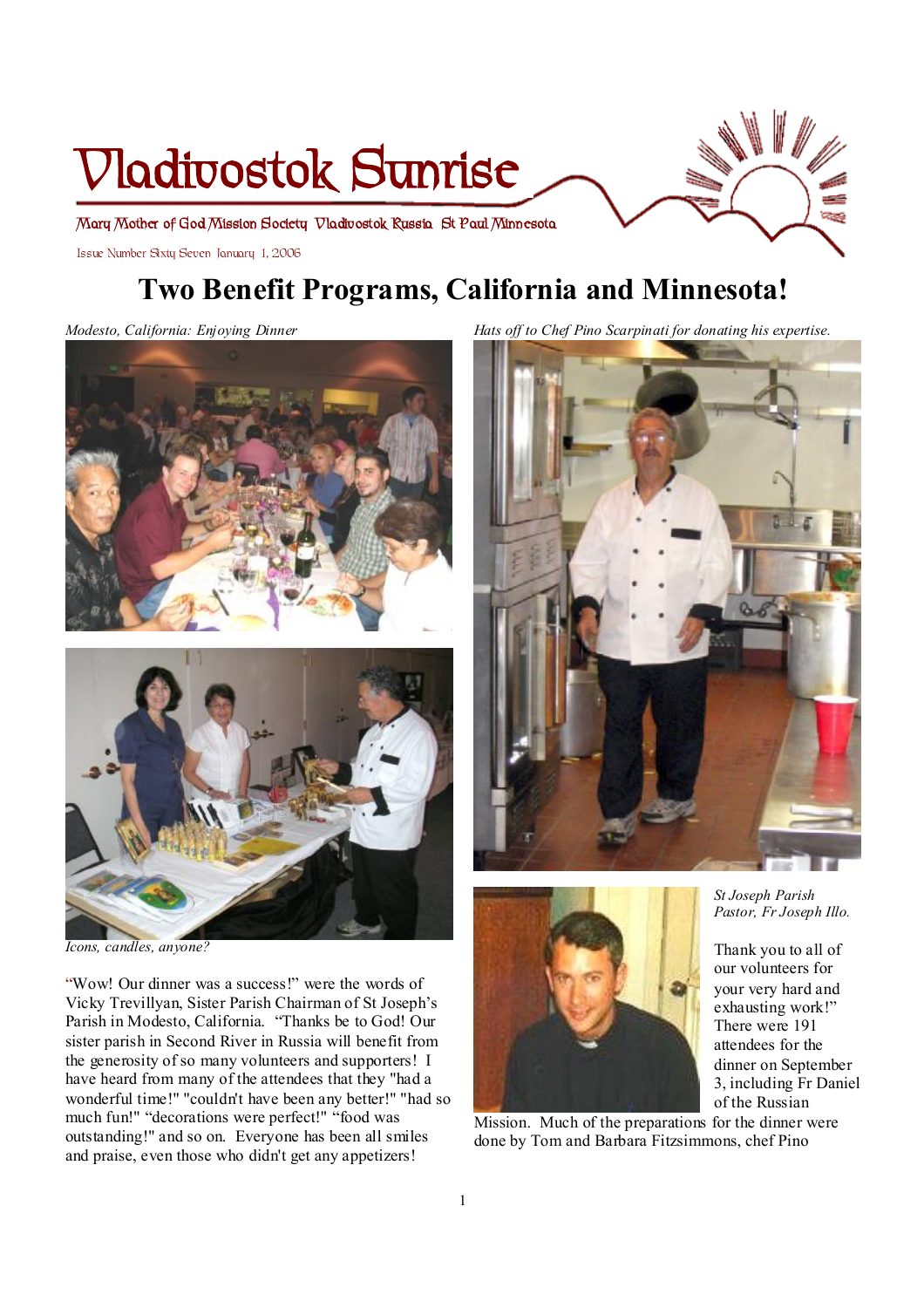# Vladivostok Sunrise

Mary Mother of God Mission Society Vladivostok Russia St Paul Minnesota

Issue Number Sixty Seven January 1, 2006

## Two Benefit Programs, California and Minnesota!

*Modesto, California: Enjoying Dinner*

*Icons, candles, anyone?*

"Wow! Our dinner was a success!" were the words of Vicky Trevillyan, Sister Parish Chairman of St Joseph's Parish in Modesto, California. "Thanks be to God! Our sister parish in Second River in Russia will benefit from the generosity of so many volunteers and supporters! I have heard from many of the attendees that they "had a wonderful time!" "couldn't have been any better!" "had so much fun!" "decorations were perfect!" "food was outstanding!" and so on. Everyone has been all smiles and praise, even those who didn't get any appetizers!

*Hats off to Chef Pino Scarpinati for donating his expertise.*

*St Joseph Parish Pastor, Fr Joseph Illo.*

Thank you to all of our volunteers for your very hard and exhausting work!" There were 191 attendees for the dinner on September 3, including Fr Daniel of the Russian Mission. Much of the preparations for the dinner were done by Tom and Barbara Fitzsimmons, chef Pino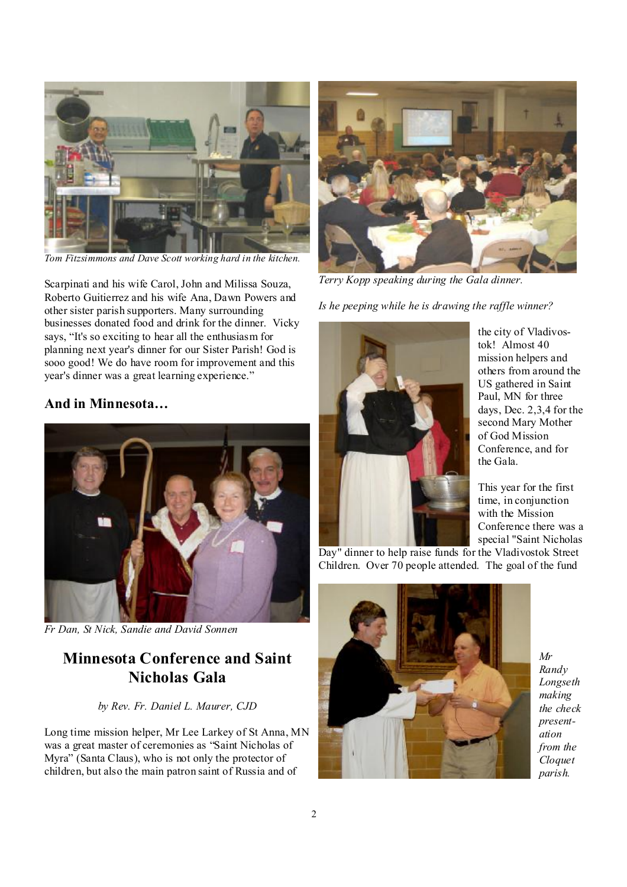*Tom Fitzsimmons and Dave Scott working hard in the kitchen.*

Scarpinati and his wife Carol, John and Milissa Souza, Roberto Guitierrez and his wife Ana, Dawn Powers and other sister parish supporters. Many surrounding businesses donated food and drink for the dinner. Vicky says, "It's so exciting to hear all the enthusiasm for planning next year's dinner for our Sister Parish! God is sooo good! We do have room for improvement and this year's dinner was a great learning experience."

### And in Minnesota…

*Fr Dan, St Nick, Sandie and David Sonnen*

## Minnesota Conference and Saint Nicholas Gala

*by Rev. Fr. Daniel L. Maurer, CJD*

Long time mission helper, Mr Lee Larkey of St Anna, MN was a great master of ceremonies as "Saint Nicholas of Myra" (Santa Claus), who is not only the protector of children, but also the main patron saint of Russia and of the city of Vladivostok! Almost 40 mission helpers and others from around the US gathered in Saint Paul, MN for three days, Dec. 2,3,4 for the second Mary Mother of God Mission Conference, and for the Gala.

This year for the first time, in conjunction with the Mission Conference there was a special "Saint Nicholas Day" dinner to help raise funds for the Vladivostok Street Children. Over 70 people attended. The goal of the fund

*Terry Kopp speaking during the Gala dinner.*

*Is he peeping while he is drawing the raffle winner?*

*Mr Randy Longseth making the check present-ation from the Cloquet parish.*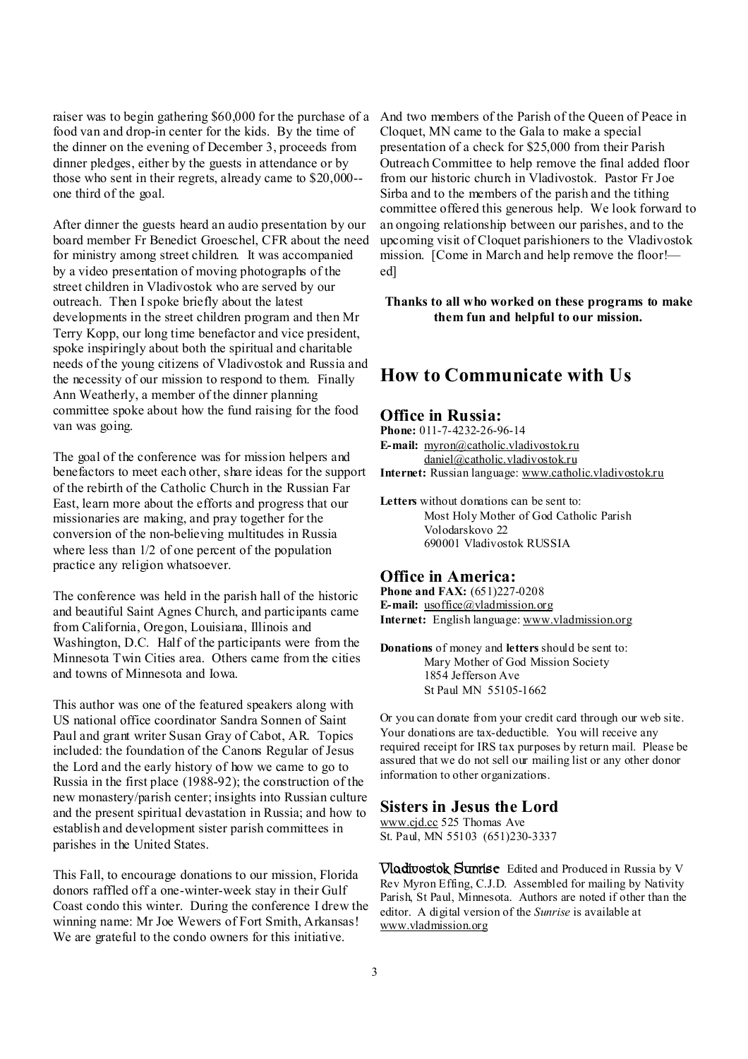raiser was to begin gathering $60,000 for the purchase of a food van and drop-in center for the kids. By the time of the dinner on the evening of December 3, proceeds from dinner pledges, either by the guests in attendance or by those who sent in their regrets, already came to $20,000--one third of the goal.

After dinner the guests heard an audio presentation by our board member Fr Benedict Groeschel, CFR about the need for ministry among street children. It was accompanied by a video presentation of moving photographs of the street children in Vladivostok who are served by our outreach. Then I spoke briefly about the latest developments in the street children program and then Mr Terry Kopp, our long time benefactor and vice president, spoke inspiringly about both the spiritual and charitable needs of the young citizens of Vladivostok and Russia and the necessity of our mission to respond to them. Finally Ann Weatherly, a member of the dinner planning committee spoke about how the fund raising for the food van was going.

The goal of the conference was for mission helpers and benefactors to meet each other, share ideas for the support of the rebirth of the Catholic Church in the Russian Far East, learn more about the efforts and progress that our missionaries are making, and pray together for the conversion of the non-believing multitudes in Russia where less than 1/2 of one percent of the population practice any religion whatsoever.

The conference was held in the parish hall of the historic and beautiful Saint Agnes Church, and participants came from California, Oregon, Louisiana, Illinois and Washington, D.C. Half of the participants were from the Minnesota Twin Cities area. Others came from the cities and towns of Minnesota and Iowa.

This author was one of the featured speakers along with US national office coordinator Sandra Sonnen of Saint Paul and grant writer Susan Gray of Cabot, AR. Topics included: the foundation of the Canons Regular of Jesus the Lord and the early history of how we came to go to Russia in the first place (1988-92); the construction of the new monastery/parish center; insights into Russian culture and the present spiritual devastation in Russia; and how to establish and development sister parish committees in parishes in the United States.

This Fall, to encourage donations to our mission, Florida donors raffled off a one-winter-week stay in their Gulf Coast condo this winter. During the conference I drew the winning name: Mr Joe Wewers of Fort Smith, Arkansas! We are grateful to the condo owners for this initiative.

And two members of the Parish of the Queen of Peace in Cloquet, MN came to the Gala to make a special presentation of a check for $25,000 from their Parish Outreach Committee to help remove the final added floor from our historic church in Vladivostok. Pastor Fr Joe Sirba and to the members of the parish and the tithing committee offered this generous help. We look forward to an ongoing relationship between our parishes, and to the upcoming visit of Cloquet parishioners to the Vladivostok mission. [Come in March and help remove the floor!—ed]

**Thanks to all who worked on these programs to make them fun and helpful to our mission.**

## How to Communicate with Us

### Office in Russia:

**Phone:** 011-7-4232-26-96-14
**E-mail:** myron@catholic.vladivostok.ru
daniel@catholic.vladivostok.ru
**Internet:** Russian language: www.catholic.vladivostok.ru

**Letters** without donations can be sent to:
Most Holy Mother of God Catholic Parish
Volodarskovo 22
690001 Vladivostok RUSSIA

### Office in America:

**Phone and FAX:** (651)227-0208
**E-mail:** usoffice@vladmission.org
**Internet:** English language: www.vladmission.org

**Donations** of money and **letters** should be sent to:
Mary Mother of God Mission Society
1854 Jefferson Ave
St Paul MN 55105-1662

Or you can donate from your credit card through our web site. Your donations are tax-deductible. You will receive any required receipt for IRS tax purposes by return mail. Please be assured that we do not sell our mailing list or any other donor information to other organizations.

### Sisters in Jesus the Lord

www.cjd.cc 525 Thomas Ave
St. Paul, MN 55103 (651)230-3337

**Vladivostok Sunrise** Edited and Produced in Russia by V Rev Myron Effing, C.J.D. Assembled for mailing by Nativity Parish, St Paul, Minnesota. Authors are noted if other than the editor. A digital version of the *Sunrise* is available at www.vladmission.org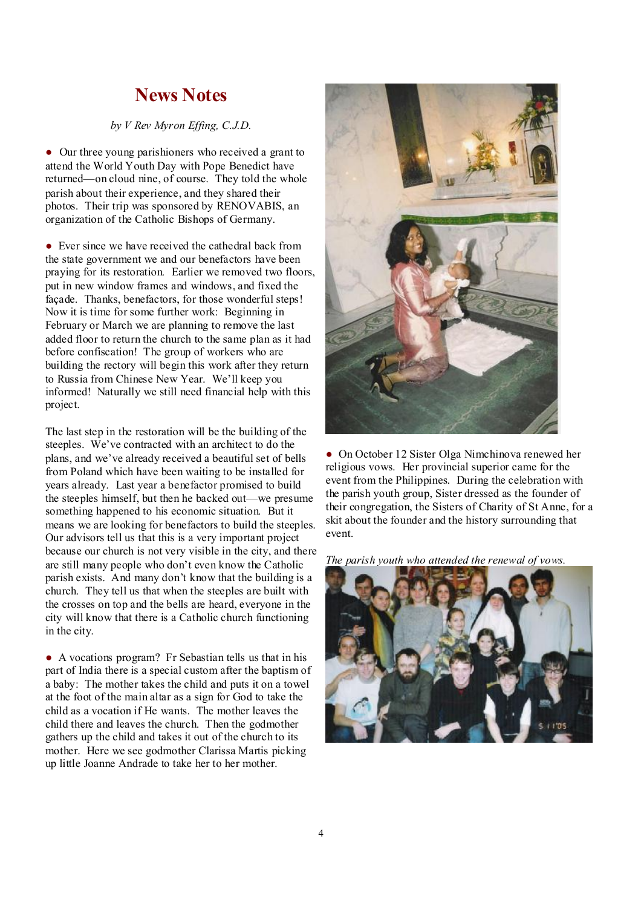# News Notes

*by V Rev Myron Effing, C.J.D.*

● Our three young parishioners who received a grant to attend the World Youth Day with Pope Benedict have returned—on cloud nine, of course. They told the whole parish about their experience, and they shared their photos. Their trip was sponsored by RENOVABIS, an organization of the Catholic Bishops of Germany.

● Ever since we have received the cathedral back from the state government we and our benefactors have been praying for its restoration. Earlier we removed two floors, put in new window frames and windows, and fixed the façade. Thanks, benefactors, for those wonderful steps! Now it is time for some further work: Beginning in February or March we are planning to remove the last added floor to return the church to the same plan as it had before confiscation! The group of workers who are building the rectory will begin this work after they return to Russia from Chinese New Year. We'll keep you informed! Naturally we still need financial help with this project.

The last step in the restoration will be the building of the steeples. We've contracted with an architect to do the plans, and we've already received a beautiful set of bells from Poland which have been waiting to be installed for years already. Last year a benefactor promised to build the steeples himself, but then he backed out—we presume something happened to his economic situation. But it means we are looking for benefactors to build the steeples. Our advisors tell us that this is a very important project because our church is not very visible in the city, and there are still many people who don't even know the Catholic parish exists. And many don't know that the building is a church. They tell us that when the steeples are built with the crosses on top and the bells are heard, everyone in the city will know that there is a Catholic church functioning in the city.

● A vocations program? Fr Sebastian tells us that in his part of India there is a special custom after the baptism of a baby: The mother takes the child and puts it on a towel at the foot of the main altar as a sign for God to take the child as a vocation if He wants. The mother leaves the child there and leaves the church. Then the godmother gathers up the child and takes it out of the church to its mother. Here we see godmother Clarissa Martis picking up little Joanne Andrade to take her to her mother.

● On October 12 Sister Olga Nimchinova renewed her religious vows. Her provincial superior came for the event from the Philippines. During the celebration with the parish youth group, Sister dressed as the founder of their congregation, the Sisters of Charity of St Anne, for a skit about the founder and the history surrounding that event.

*The parish youth who attended the renewal of vows.*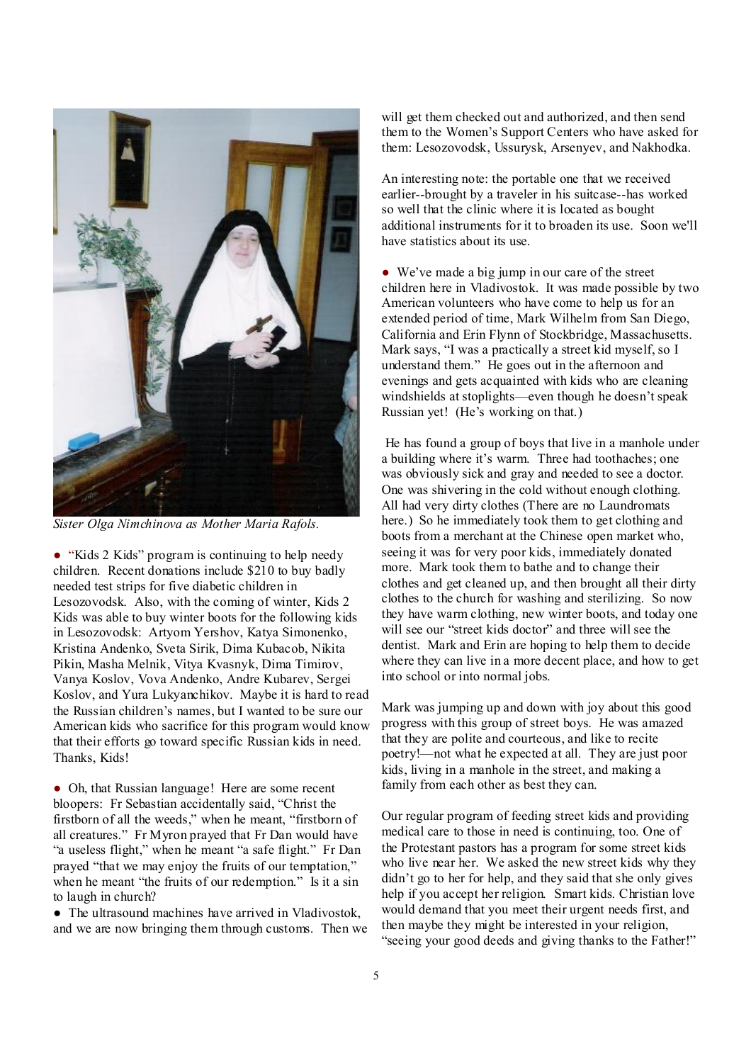*Sister Olga Nimchinova as Mother Maria Rafols.*

● "Kids 2 Kids" program is continuing to help needy children. Recent donations include $210 to buy badly needed test strips for five diabetic children in Lesozovodsk. Also, with the coming of winter, Kids 2 Kids was able to buy winter boots for the following kids in Lesozovodsk: Artyom Yershov, Katya Simonenko, Kristina Andenko, Sveta Sirik, Dima Kubacob, Nikita Pikin, Masha Melnik, Vitya Kvasnyk, Dima Timirov, Vanya Koslov, Vova Andenko, Andre Kubarev, Sergei Koslov, and Yura Lukyanchikov. Maybe it is hard to read the Russian children's names, but I wanted to be sure our American kids who sacrifice for this program would know that their efforts go toward specific Russian kids in need. Thanks, Kids!

● Oh, that Russian language! Here are some recent bloopers: Fr Sebastian accidentally said, "Christ the firstborn of all the weeds," when he meant, "firstborn of all creatures." Fr Myron prayed that Fr Dan would have "a useless flight," when he meant "a safe flight." Fr Dan prayed "that we may enjoy the fruits of our temptation," when he meant "the fruits of our redemption." Is it a sin to laugh in church?

● The ultrasound machines have arrived in Vladivostok, and we are now bringing them through customs. Then we will get them checked out and authorized, and then send them to the Women's Support Centers who have asked for them: Lesozovodsk, Ussurysk, Arsenyev, and Nakhodka.

An interesting note: the portable one that we received earlier--brought by a traveler in his suitcase--has worked so well that the clinic where it is located as bought additional instruments for it to broaden its use. Soon we'll have statistics about its use.

● We've made a big jump in our care of the street children here in Vladivostok. It was made possible by two American volunteers who have come to help us for an extended period of time, Mark Wilhelm from San Diego, California and Erin Flynn of Stockbridge, Massachusetts. Mark says, "I was a practically a street kid myself, so I understand them." He goes out in the afternoon and evenings and gets acquainted with kids who are cleaning windshields at stoplights—even though he doesn't speak Russian yet! (He's working on that.)

He has found a group of boys that live in a manhole under a building where it's warm. Three had toothaches; one was obviously sick and gray and needed to see a doctor. One was shivering in the cold without enough clothing. All had very dirty clothes (There are no Laundromats here.) So he immediately took them to get clothing and boots from a merchant at the Chinese open market who, seeing it was for very poor kids, immediately donated more. Mark took them to bathe and to change their clothes and get cleaned up, and then brought all their dirty clothes to the church for washing and sterilizing. So now they have warm clothing, new winter boots, and today one will see our "street kids doctor" and three will see the dentist. Mark and Erin are hoping to help them to decide where they can live in a more decent place, and how to get into school or into normal jobs.

Mark was jumping up and down with joy about this good progress with this group of street boys. He was amazed that they are polite and courteous, and like to recite poetry!—not what he expected at all. They are just poor kids, living in a manhole in the street, and making a family from each other as best they can.

Our regular program of feeding street kids and providing medical care to those in need is continuing, too. One of the Protestant pastors has a program for some street kids who live near her. We asked the new street kids why they didn't go to her for help, and they said that she only gives help if you accept her religion. Smart kids. Christian love would demand that you meet their urgent needs first, and then maybe they might be interested in your religion, "seeing your good deeds and giving thanks to the Father!"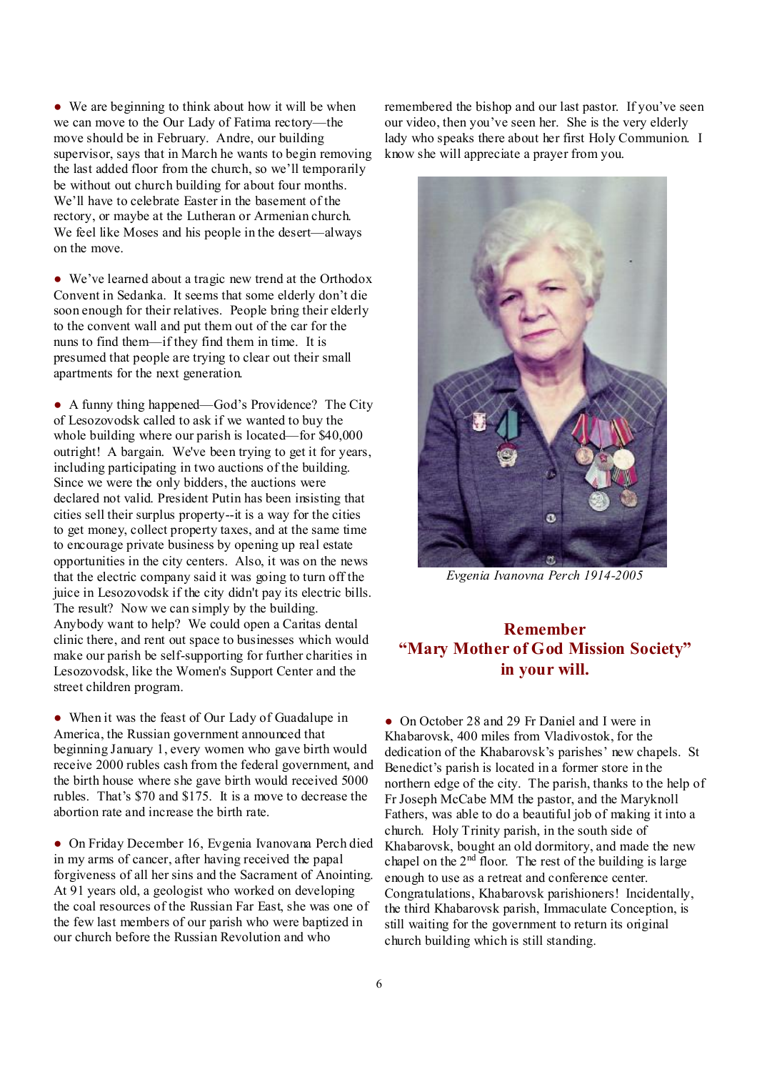● We are beginning to think about how it will be when we can move to the Our Lady of Fatima rectory—the move should be in February. Andre, our building supervisor, says that in March he wants to begin removing the last added floor from the church, so we'll temporarily be without out church building for about four months. We'll have to celebrate Easter in the basement of the rectory, or maybe at the Lutheran or Armenian church. We feel like Moses and his people in the desert—always on the move.

● We've learned about a tragic new trend at the Orthodox Convent in Sedanka. It seems that some elderly don't die soon enough for their relatives. People bring their elderly to the convent wall and put them out of the car for the nuns to find them—if they find them in time. It is presumed that people are trying to clear out their small apartments for the next generation.

● A funny thing happened—God's Providence? The City of Lesozovodsk called to ask if we wanted to buy the whole building where our parish is located—for $40,000 outright! A bargain. We've been trying to get it for years, including participating in two auctions of the building. Since we were the only bidders, the auctions were declared not valid. President Putin has been insisting that cities sell their surplus property--it is a way for the cities to get money, collect property taxes, and at the same time to encourage private business by opening up real estate opportunities in the city centers. Also, it was on the news that the electric company said it was going to turn off the juice in Lesozovodsk if the city didn't pay its electric bills. The result? Now we can simply by the building. Anybody want to help? We could open a Caritas dental clinic there, and rent out space to businesses which would make our parish be self-supporting for further charities in Lesozovodsk, like the Women's Support Center and the street children program.

● When it was the feast of Our Lady of Guadalupe in America, the Russian government announced that beginning January 1, every women who gave birth would receive 2000 rubles cash from the federal government, and the birth house where she gave birth would received 5000 rubles. That's $70 and $175. It is a move to decrease the abortion rate and increase the birth rate.

● On Friday December 16, Evgenia Ivanovana Perch died in my arms of cancer, after having received the papal forgiveness of all her sins and the Sacrament of Anointing. At 91 years old, a geologist who worked on developing the coal resources of the Russian Far East, she was one of the few last members of our parish who were baptized in our church before the Russian Revolution and who remembered the bishop and our last pastor. If you've seen our video, then you've seen her. She is the very elderly lady who speaks there about her first Holy Communion. I know she will appreciate a prayer from you.

*Evgenia Ivanovna Perch 1914-2005*

## Remember "Mary Mother of God Mission Society" in your will.

● On October 28 and 29 Fr Daniel and I were in Khabarovsk, 400 miles from Vladivostok, for the dedication of the Khabarovsk's parishes' new chapels. St Benedict's parish is located in a former store in the northern edge of the city. The parish, thanks to the help of Fr Joseph McCabe MM the pastor, and the Maryknoll Fathers, was able to do a beautiful job of making it into a church. Holy Trinity parish, in the south side of Khabarovsk, bought an old dormitory, and made the new chapel on the 2nd floor. The rest of the building is large enough to use as a retreat and conference center. Congratulations, Khabarovsk parishioners! Incidentally, the third Khabarovsk parish, Immaculate Conception, is still waiting for the government to return its original church building which is still standing.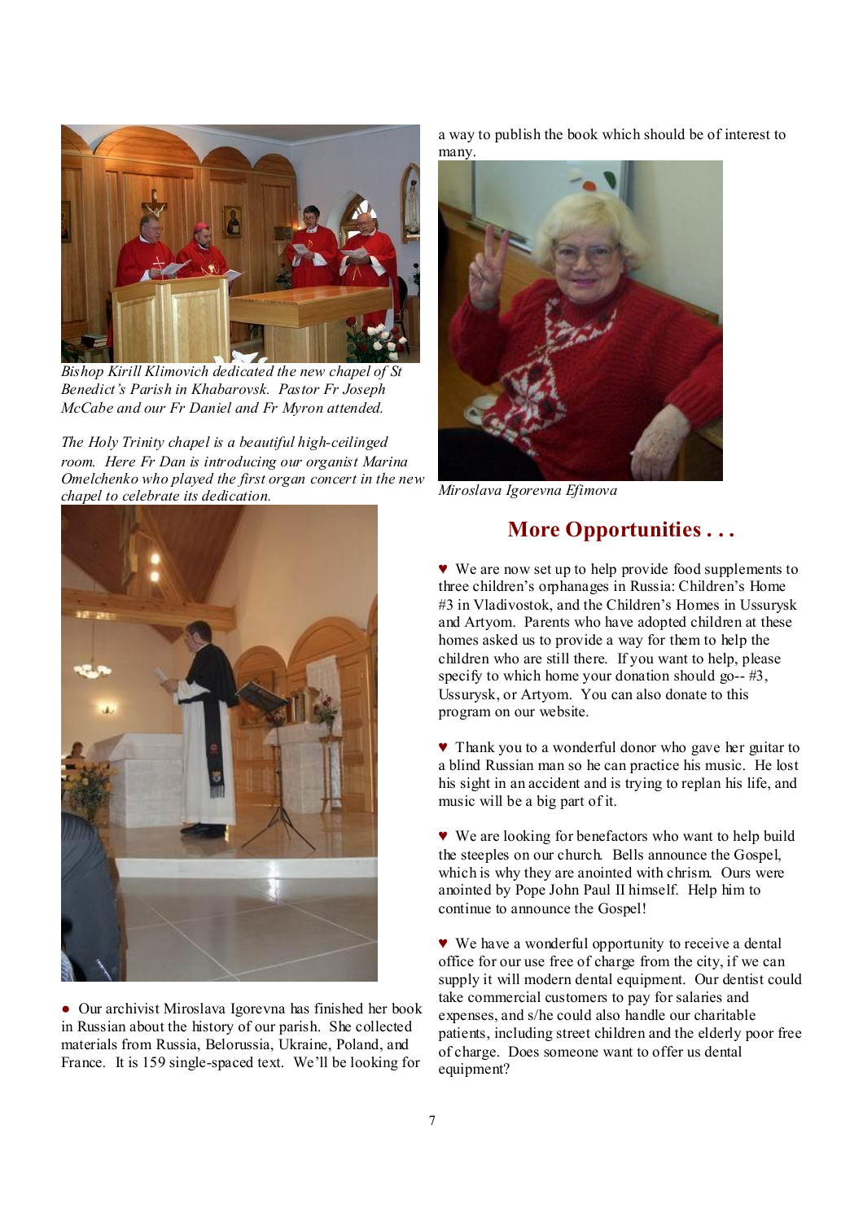*Bishop Kirill Klimovich dedicated the new chapel of St Benedict's Parish in Khabarovsk. Pastor Fr Joseph McCabe and our Fr Daniel and Fr Myron attended.*

*The Holy Trinity chapel is a beautiful high-ceilinged room. Here Fr Dan is introducing our organist Marina Omelchenko who played the first organ concert in the new chapel to celebrate its dedication.*

● Our archivist Miroslava Igorevna has finished her book in Russian about the history of our parish. She collected materials from Russia, Belorussia, Ukraine, Poland, and France. It is 159 single-spaced text. We'll be looking for a way to publish the book which should be of interest to many.

*Miroslava Igorevna Efimova*

## More Opportunities . . .

♥ We are now set up to help provide food supplements to three children's orphanages in Russia: Children's Home #3 in Vladivostok, and the Children's Homes in Ussurysk and Artyom. Parents who have adopted children at these homes asked us to provide a way for them to help the children who are still there. If you want to help, please specify to which home your donation should go-- #3, Ussurysk, or Artyom. You can also donate to this program on our website.

♥ Thank you to a wonderful donor who gave her guitar to a blind Russian man so he can practice his music. He lost his sight in an accident and is trying to replan his life, and music will be a big part of it.

♥ We are looking for benefactors who want to help build the steeples on our church. Bells announce the Gospel, which is why they are anointed with chrism. Ours were anointed by Pope John Paul II himself. Help him to continue to announce the Gospel!

♥ We have a wonderful opportunity to receive a dental office for our use free of charge from the city, if we can supply it will modern dental equipment. Our dentist could take commercial customers to pay for salaries and expenses, and s/he could also handle our charitable patients, including street children and the elderly poor free of charge. Does someone want to offer us dental equipment?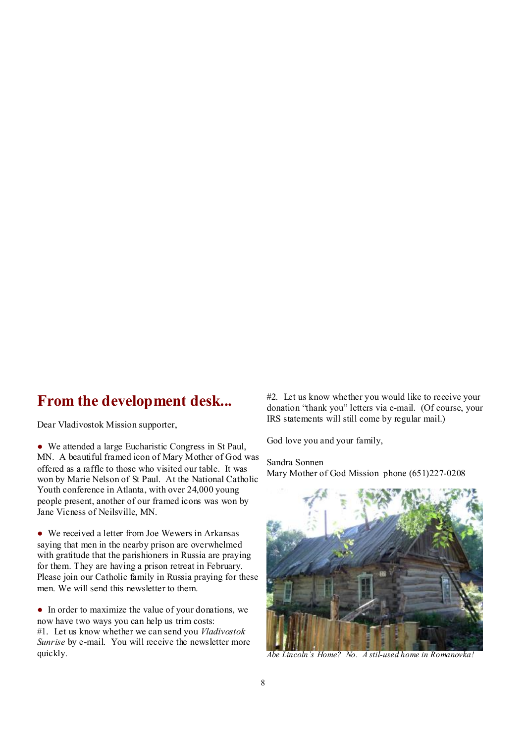## From the development desk...

Dear Vladivostok Mission supporter,

● We attended a large Eucharistic Congress in St Paul, MN. A beautiful framed icon of Mary Mother of God was offered as a raffle to those who visited our table. It was won by Marie Nelson of St Paul. At the National Catholic Youth conference in Atlanta, with over 24,000 young people present, another of our framed icons was won by Jane Vicness of Neilsville, MN.

● We received a letter from Joe Wewers in Arkansas saying that men in the nearby prison are overwhelmed with gratitude that the parishioners in Russia are praying for them. They are having a prison retreat in February. Please join our Catholic family in Russia praying for these men. We will send this newsletter to them.

● In order to maximize the value of your donations, we now have two ways you can help us trim costs:
#1. Let us know whether we can send you *Vladivostok Sunrise* by e-mail. You will receive the newsletter more quickly.
#2. Let us know whether you would like to receive your donation "thank you" letters via e-mail. (Of course, your IRS statements will still come by regular mail.)

God love you and your family,

Sandra Sonnen
Mary Mother of God Mission phone (651)227-0208

*Abe Lincoln's Home? No. A stil-used home in Romanovka!*